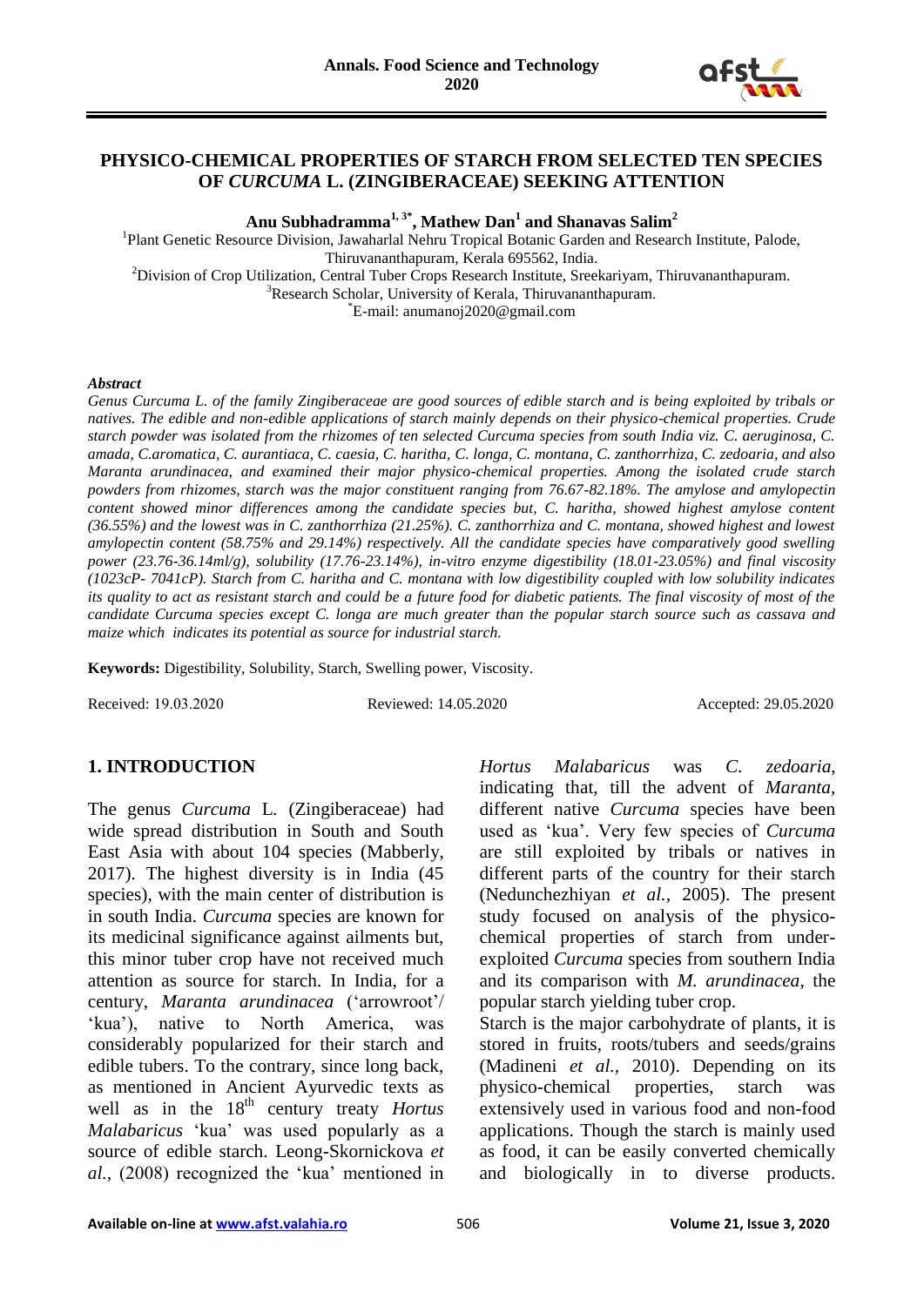# PHYSICO-CHEMICAL PROPERTIES OF STARCH FROM SELECTED TEN SPECIES OF *CURCUMA* L. (ZINGIBERACEAE) SEEKING ATTENTION

**Anu Subhadramma[1, 3*], Mathew Dan[1] and Shanavas Salim[2]**

[1]Plant Genetic Resource Division, Jawaharlal Nehru Tropical Botanic Garden and Research Institute, Palode, Thiruvananthapuram, Kerala 695562, India.
[2]Division of Crop Utilization, Central Tuber Crops Research Institute, Sreekariyam, Thiruvananthapuram.
[3]Research Scholar, University of Kerala, Thiruvananthapuram.
[*]E-mail: anumanoj2020@gmail.com

### *Abstract*

*Genus Curcuma L. of the family Zingiberaceae are good sources of edible starch and is being exploited by tribals or natives. The edible and non-edible applications of starch mainly depends on their physico-chemical properties. Crude starch powder was isolated from the rhizomes of ten selected Curcuma species from south India viz. C. aeruginosa, C. amada, C.aromatica, C. aurantiaca, C. caesia, C. haritha, C. longa, C. montana, C. zanthorrhiza, C. zedoaria, and also Maranta arundinacea, and examined their major physico-chemical properties. Among the isolated crude starch powders from rhizomes, starch was the major constituent ranging from 76.67-82.18%. The amylose and amylopectin content showed minor differences among the candidate species but, C. haritha, showed highest amylose content (36.55%) and the lowest was in C. zanthorrhiza (21.25%). C. zanthorrhiza and C. montana, showed highest and lowest amylopectin content (58.75% and 29.14%) respectively. All the candidate species have comparatively good swelling power (23.76-36.14ml/g), solubility (17.76-23.14%), in-vitro enzyme digestibility (18.01-23.05%) and final viscosity (1023cP- 7041cP). Starch from C. haritha and C. montana with low digestibility coupled with low solubility indicates its quality to act as resistant starch and could be a future food for diabetic patients. The final viscosity of most of the candidate Curcuma species except C. longa are much greater than the popular starch source such as cassava and maize which indicates its potential as source for industrial starch.*

**Keywords:** Digestibility, Solubility, Starch, Swelling power, Viscosity.

Received: 19.03.2020 Reviewed: 14.05.2020 Accepted: 29.05.2020

## 1. INTRODUCTION

The genus *Curcuma* L. (Zingiberaceae) had wide spread distribution in South and South East Asia with about 104 species (Mabberly, 2017). The highest diversity is in India (45 species), with the main center of distribution is in south India. *Curcuma* species are known for its medicinal significance against ailments but, this minor tuber crop have not received much attention as source for starch. In India, for a century, *Maranta arundinacea* ('arrowroot'/ 'kua'), native to North America, was considerably popularized for their starch and edible tubers. To the contrary, since long back, as mentioned in Ancient Ayurvedic texts as well as in the 18$^{th}$ century treaty *Hortus Malabaricus* 'kua' was used popularly as a source of edible starch. Leong-Skornickova *et al.,* (2008) recognized the 'kua' mentioned in *Hortus Malabaricus* was *C. zedoaria*, indicating that, till the advent of *Maranta*, different native *Curcuma* species have been used as 'kua'. Very few species of *Curcuma* are still exploited by tribals or natives in different parts of the country for their starch (Nedunchezhiyan *et al.,* 2005). The present study focused on analysis of the physico-chemical properties of starch from under-exploited *Curcuma* species from southern India and its comparison with *M. arundinacea*, the popular starch yielding tuber crop.

Starch is the major carbohydrate of plants, it is stored in fruits, roots/tubers and seeds/grains (Madineni *et al.,* 2010). Depending on its physico-chemical properties, starch was extensively used in various food and non-food applications. Though the starch is mainly used as food, it can be easily converted chemically and biologically in to diverse products.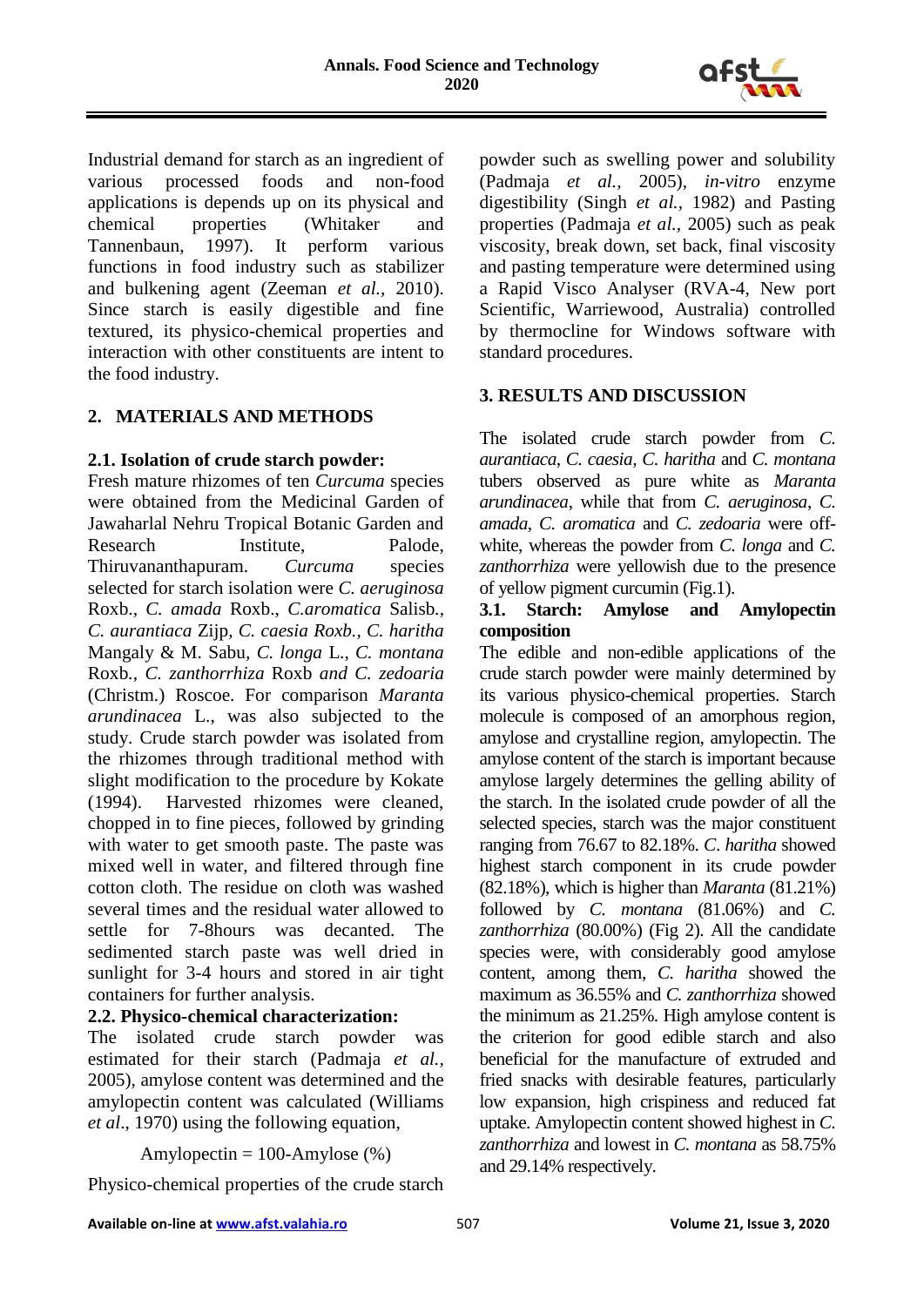Industrial demand for starch as an ingredient of various processed foods and non-food applications is depends up on its physical and chemical properties (Whitaker and Tannenbaun, 1997). It perform various functions in food industry such as stabilizer and bulkening agent (Zeeman *et al.,* 2010). Since starch is easily digestible and fine textured, its physico-chemical properties and interaction with other constituents are intent to the food industry.

## 2. MATERIALS AND METHODS

### 2.1. Isolation of crude starch powder:

Fresh mature rhizomes of ten *Curcuma* species were obtained from the Medicinal Garden of Jawaharlal Nehru Tropical Botanic Garden and Research Institute, Palode, Thiruvananthapuram. *Curcuma* species selected for starch isolation were *C. aeruginosa* Roxb., *C. amada* Roxb., *C.aromatica* Salisb., *C. aurantiaca* Zijp, *C. caesia Roxb., C. haritha* Mangaly & M. Sabu, *C. longa* L., *C. montana* Roxb., *C. zanthorrhiza* Roxb *and C. zedoaria* (Christm.) Roscoe. For comparison *Maranta arundinacea* L., was also subjected to the study. Crude starch powder was isolated from the rhizomes through traditional method with slight modification to the procedure by Kokate (1994). Harvested rhizomes were cleaned, chopped in to fine pieces, followed by grinding with water to get smooth paste. The paste was mixed well in water, and filtered through fine cotton cloth. The residue on cloth was washed several times and the residual water allowed to settle for 7-8hours was decanted. The sedimented starch paste was well dried in sunlight for 3-4 hours and stored in air tight containers for further analysis.

### 2.2. Physico-chemical characterization:

The isolated crude starch powder was estimated for their starch (Padmaja *et al.,* 2005), amylose content was determined and the amylopectin content was calculated (Williams *et al*., 1970) using the following equation,

$$\text{Amylopectin} = 100\text{-Amylose } (\%)$$

Physico-chemical properties of the crude starch powder such as swelling power and solubility (Padmaja *et al.,* 2005), *in-vitro* enzyme digestibility (Singh *et al.,* 1982) and Pasting properties (Padmaja *et al.,* 2005) such as peak viscosity, break down, set back, final viscosity and pasting temperature were determined using a Rapid Visco Analyser (RVA-4, New port Scientific, Warriewood, Australia) controlled by thermocline for Windows software with standard procedures.

## 3. RESULTS AND DISCUSSION

The isolated crude starch powder from *C. aurantiaca*, *C. caesia, C. haritha* and *C. montana* tubers observed as pure white as *Maranta arundinacea*, while that from *C. aeruginosa*, *C. amada*, *C. aromatica* and *C. zedoaria* were off-white, whereas the powder from *C. longa* and *C. zanthorrhiza* were yellowish due to the presence of yellow pigment curcumin (Fig.1).

### 3.1. Starch: Amylose and Amylopectin composition

The edible and non-edible applications of the crude starch powder were mainly determined by its various physico-chemical properties. Starch molecule is composed of an amorphous region, amylose and crystalline region, amylopectin. The amylose content of the starch is important because amylose largely determines the gelling ability of the starch. In the isolated crude powder of all the selected species, starch was the major constituent ranging from 76.67 to 82.18%. *C*. *haritha* showed highest starch component in its crude powder (82.18%), which is higher than *Maranta* (81.21%) followed by *C. montana* (81.06%) and *C. zanthorrhiza* (80.00%) (Fig 2). All the candidate species were, with considerably good amylose content, among them, *C. haritha* showed the maximum as 36.55% and *C. zanthorrhiza* showed the minimum as 21.25%. High amylose content is the criterion for good edible starch and also beneficial for the manufacture of extruded and fried snacks with desirable features, particularly low expansion, high crispiness and reduced fat uptake. Amylopectin content showed highest in *C. zanthorrhiza* and lowest in *C. montana* as 58.75% and 29.14% respectively.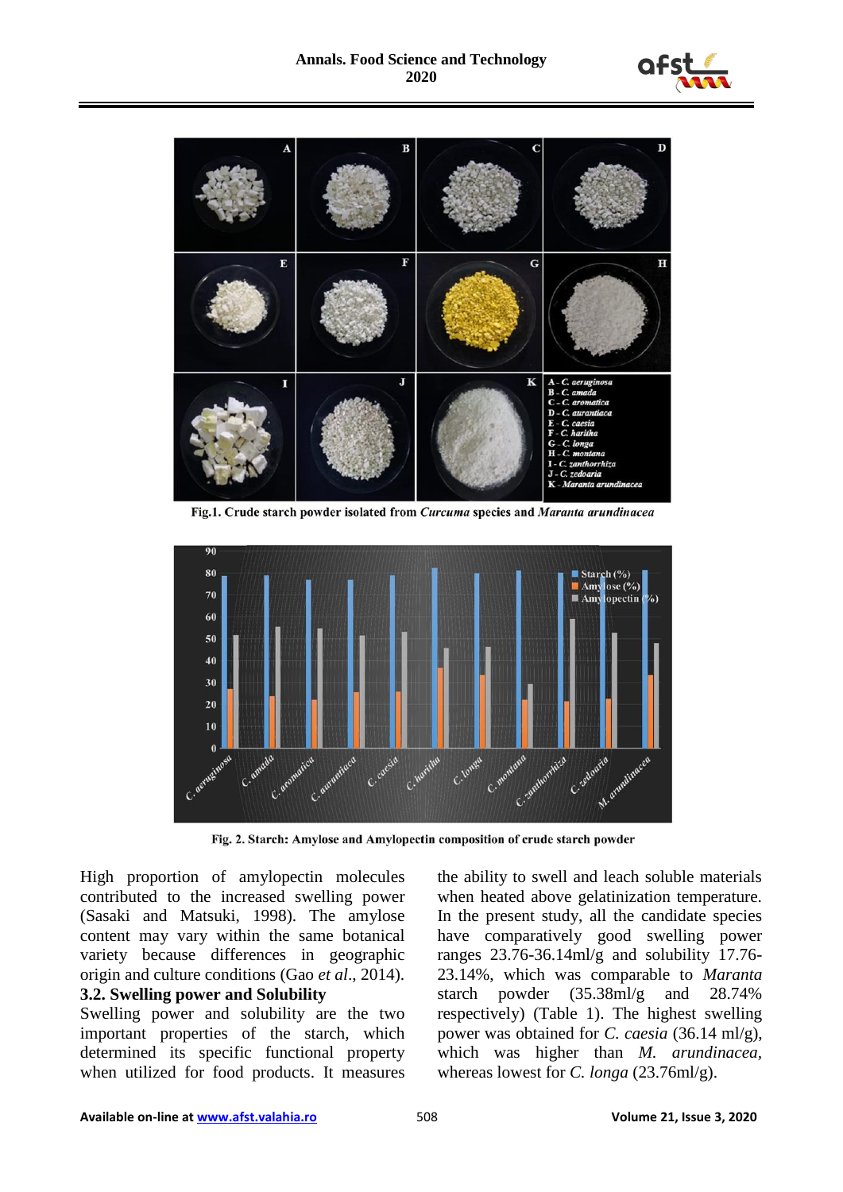Fig.1. Crude starch powder isolated from *Curcuma* species and *Maranta arundinacea*

Fig. 2. Starch: Amylose and Amylopectin composition of crude starch powder

High proportion of amylopectin molecules contributed to the increased swelling power (Sasaki and Matsuki, 1998). The amylose content may vary within the same botanical variety because differences in geographic origin and culture conditions (Gao *et al*., 2014).

**3.2. Swelling power and Solubility**

Swelling power and solubility are the two important properties of the starch, which determined its specific functional property when utilized for food products. It measures the ability to swell and leach soluble materials when heated above gelatinization temperature. In the present study, all the candidate species have comparatively good swelling power ranges 23.76-36.14ml/g and solubility 17.76-23.14%, which was comparable to *Maranta* starch powder (35.38ml/g and 28.74% respectively) (Table 1). The highest swelling power was obtained for *C. caesia* (36.14 ml/g), which was higher than *M. arundinacea*, whereas lowest for *C. longa* (23.76ml/g).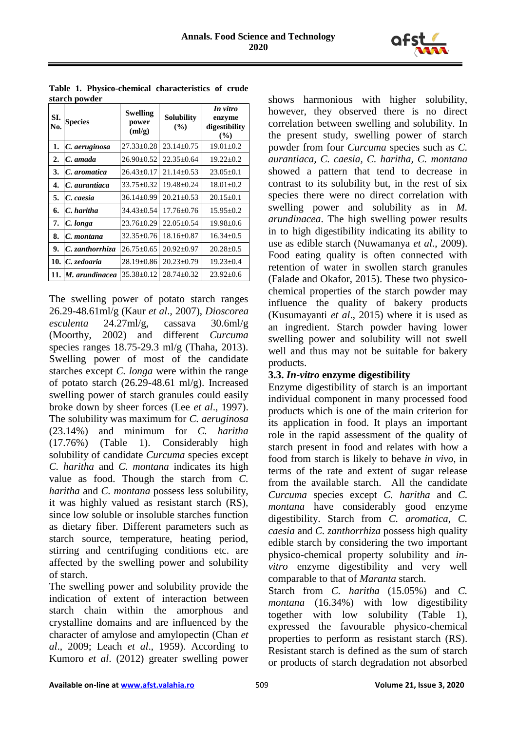**Table 1. Physico-chemical characteristics of crude starch powder**

| Sl. No. | Species | Swelling power (ml/g) | Solubility (%) | *In vitro* enzyme digestibility (%) |
|---|---|---|---|---|
| 1. | *C. aeruginosa* | 27.33±0.28 | 23.14±0.75 | 19.01±0.2 |
| 2. | *C. amada* | 26.90±0.52 | 22.35±0.64 | 19.22±0.2 |
| 3. | *C. aromatica* | 26.43±0.17 | 21.14±0.53 | 23.05±0.1 |
| 4. | *C. aurantiaca* | 33.75±0.32 | 19.48±0.24 | 18.01±0.2 |
| 5. | *C. caesia* | 36.14±0.99 | 20.21±0.53 | 20.15±0.1 |
| 6. | *C. haritha* | 34.43±0.54 | 17.76±0.76 | 15.95±0.2 |
| 7. | *C. longa* | 23.76±0.29 | 22.05±0.54 | 19.98±0.6 |
| 8. | *C. montana* | 32.35±0.76 | 18.16±0.87 | 16.34±0.5 |
| 9. | *C. zanthorrhiza* | 26.75±0.65 | 20.92±0.97 | 20.28±0.5 |
| 10. | *C. zedoaria* | 28.19±0.86 | 20.23±0.79 | 19.23±0.4 |
| 11. | *M. arundinacea* | 35.38±0.12 | 28.74±0.32 | 23.92±0.6 |

The swelling power of potato starch ranges 26.29-48.61ml/g (Kaur *et al*., 2007), *Dioscorea esculenta* 24.27ml/g, cassava 30.6ml/g (Moorthy, 2002) and different *Curcuma* species ranges 18.75-29.3 ml/g (Thaha, 2013). Swelling power of most of the candidate starches except *C. longa* were within the range of potato starch (26.29-48.61 ml/g). Increased swelling power of starch granules could easily broke down by sheer forces (Lee *et al*., 1997). The solubility was maximum for *C. aeruginosa* (23.14%) and minimum for *C. haritha* (17.76%) (Table 1). Considerably high solubility of candidate *Curcuma* species except *C. haritha* and *C. montana* indicates its high value as food. Though the starch from *C. haritha* and *C. montana* possess less solubility, it was highly valued as resistant starch (RS), since low soluble or insoluble starches function as dietary fiber. Different parameters such as starch source, temperature, heating period, stirring and centrifuging conditions etc. are affected by the swelling power and solubility of starch.

The swelling power and solubility provide the indication of extent of interaction between starch chain within the amorphous and crystalline domains and are influenced by the character of amylose and amylopectin (Chan *et al*., 2009; Leach *et al*., 1959). According to Kumoro *et al*. (2012) greater swelling power shows harmonious with higher solubility, however, they observed there is no direct correlation between swelling and solubility. In the present study, swelling power of starch powder from four *Curcuma* species such as *C. aurantiaca, C. caesia, C. haritha, C. montana* showed a pattern that tend to decrease in contrast to its solubility but, in the rest of six species there were no direct correlation with swelling power and solubility as in *M. arundinacea*. The high swelling power results in to high digestibility indicating its ability to use as edible starch (Nuwamanya *et al*., 2009). Food eating quality is often connected with retention of water in swollen starch granules (Falade and Okafor, 2015). These two physico-chemical properties of the starch powder may influence the quality of bakery products (Kusumayanti *et al*., 2015) where it is used as an ingredient. Starch powder having lower swelling power and solubility will not swell well and thus may not be suitable for bakery products.

### 3.3. *In-vitro* enzyme digestibility

Enzyme digestibility of starch is an important individual component in many processed food products which is one of the main criterion for its application in food. It plays an important role in the rapid assessment of the quality of starch present in food and relates with how a food from starch is likely to behave *in vivo*, in terms of the rate and extent of sugar release from the available starch. All the candidate *Curcuma* species except *C. haritha* and *C. montana* have considerably good enzyme digestibility. Starch from *C. aromatica, C. caesia* and *C. zanthorrhiza* possess high quality edible starch by considering the two important physico-chemical property solubility and *in-vitro* enzyme digestibility and very well comparable to that of *Maranta* starch.

Starch from *C. haritha* (15.05%) and *C. montana* (16.34%) with low digestibility together with low solubility (Table 1), expressed the favourable physico-chemical properties to perform as resistant starch (RS). Resistant starch is defined as the sum of starch or products of starch degradation not absorbed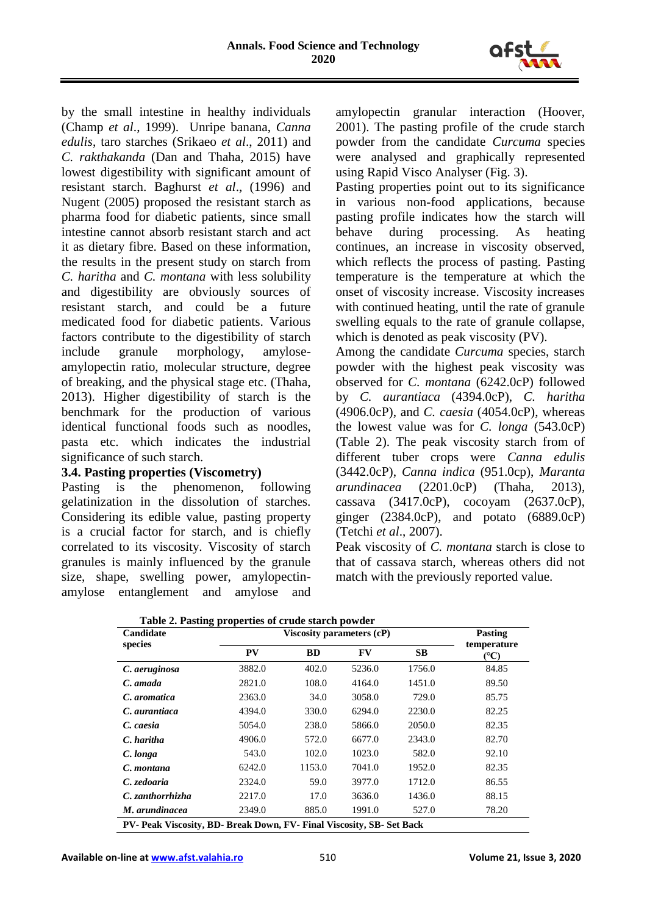by the small intestine in healthy individuals (Champ *et al*., 1999). Unripe banana, *Canna edulis*, taro starches (Srikaeo *et al*., 2011) and *C. rakthakanda* (Dan and Thaha, 2015) have lowest digestibility with significant amount of resistant starch. Baghurst *et al*., (1996) and Nugent (2005) proposed the resistant starch as pharma food for diabetic patients, since small intestine cannot absorb resistant starch and act it as dietary fibre. Based on these information, the results in the present study on starch from *C. haritha* and *C. montana* with less solubility and digestibility are obviously sources of resistant starch, and could be a future medicated food for diabetic patients. Various factors contribute to the digestibility of starch include granule morphology, amylose-amylopectin ratio, molecular structure, degree of breaking, and the physical stage etc. (Thaha, 2013). Higher digestibility of starch is the benchmark for the production of various identical functional foods such as noodles, pasta etc. which indicates the industrial significance of such starch.

### 3.4. Pasting properties (Viscometry)

Pasting is the phenomenon, following gelatinization in the dissolution of starches. Considering its edible value, pasting property is a crucial factor for starch, and is chiefly correlated to its viscosity. Viscosity of starch granules is mainly influenced by the granule size, shape, swelling power, amylopectin-amylose entanglement and amylose and amylopectin granular interaction (Hoover, 2001). The pasting profile of the crude starch powder from the candidate *Curcuma* species were analysed and graphically represented using Rapid Visco Analyser (Fig. 3).

Pasting properties point out to its significance in various non-food applications, because pasting profile indicates how the starch will behave during processing. As heating continues, an increase in viscosity observed, which reflects the process of pasting. Pasting temperature is the temperature at which the onset of viscosity increase. Viscosity increases with continued heating, until the rate of granule swelling equals to the rate of granule collapse, which is denoted as peak viscosity (PV).

Among the candidate *Curcuma* species, starch powder with the highest peak viscosity was observed for *C. montana* (6242.0cP) followed by *C. aurantiaca* (4394.0cP), *C. haritha* (4906.0cP), and *C. caesia* (4054.0cP), whereas the lowest value was for *C. longa* (543.0cP) (Table 2). The peak viscosity starch from of different tuber crops were *Canna edulis* (3442.0cP), *Canna indica* (951.0cp), *Maranta arundinacea* (2201.0cP) (Thaha, 2013), cassava (3417.0cP), cocoyam (2637.0cP), ginger (2384.0cP), and potato (6889.0cP) (Tetchi *et al*., 2007).

Peak viscosity of *C. montana* starch is close to that of cassava starch, whereas others did not match with the previously reported value.

**Table 2. Pasting properties of crude starch powder**

| Candidate species | Viscosity parameters (cP) | | | | Pasting temperature (°C) |
|---|---|---|---|---|---|
| | **PV** | **BD** | **FV** | **SB** | |
| ***C. aeruginosa*** | 3882.0 | 402.0 | 5236.0 | 1756.0 | 84.85 |
| ***C. amada*** | 2821.0 | 108.0 | 4164.0 | 1451.0 | 89.50 |
| ***C. aromatica*** | 2363.0 | 34.0 | 3058.0 | 729.0 | 85.75 |
| ***C. aurantiaca*** | 4394.0 | 330.0 | 6294.0 | 2230.0 | 82.25 |
| ***C. caesia*** | 5054.0 | 238.0 | 5866.0 | 2050.0 | 82.35 |
| ***C. haritha*** | 4906.0 | 572.0 | 6677.0 | 2343.0 | 82.70 |
| ***C. longa*** | 543.0 | 102.0 | 1023.0 | 582.0 | 92.10 |
| ***C. montana*** | 6242.0 | 1153.0 | 7041.0 | 1952.0 | 82.35 |
| ***C. zedoaria*** | 2324.0 | 59.0 | 3977.0 | 1712.0 | 86.55 |
| ***C. zanthorrhizha*** | 2217.0 | 17.0 | 3636.0 | 1436.0 | 88.15 |
| ***M. arundinacea*** | 2349.0 | 885.0 | 1991.0 | 527.0 | 78.20 |

**PV- Peak Viscosity, BD- Break Down, FV- Final Viscosity, SB- Set Back**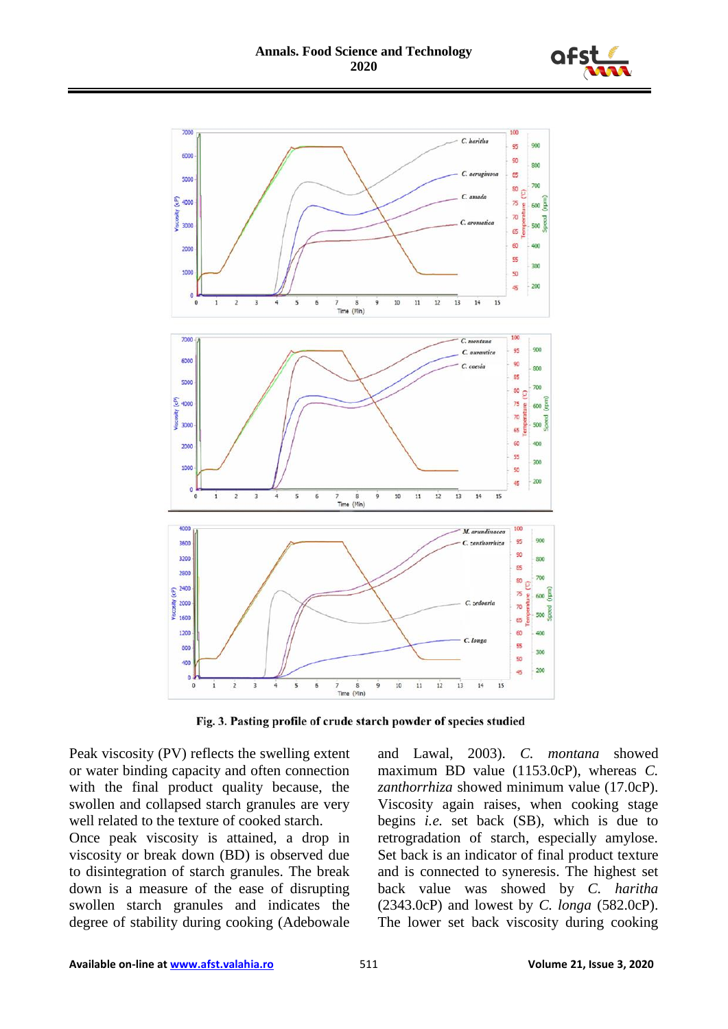Fig. 3. Pasting profile of crude starch powder of species studied

Peak viscosity (PV) reflects the swelling extent or water binding capacity and often connection with the final product quality because, the swollen and collapsed starch granules are very well related to the texture of cooked starch.

Once peak viscosity is attained, a drop in viscosity or break down (BD) is observed due to disintegration of starch granules. The break down is a measure of the ease of disrupting swollen starch granules and indicates the degree of stability during cooking (Adebowale and Lawal, 2003). *C. montana* showed maximum BD value (1153.0cP), whereas *C. zanthorrhiza* showed minimum value (17.0cP). Viscosity again raises, when cooking stage begins *i.e.* set back (SB), which is due to retrogradation of starch, especially amylose. Set back is an indicator of final product texture and is connected to syneresis. The highest set back value was showed by *C. haritha* (2343.0cP) and lowest by *C. longa* (582.0cP). The lower set back viscosity during cooking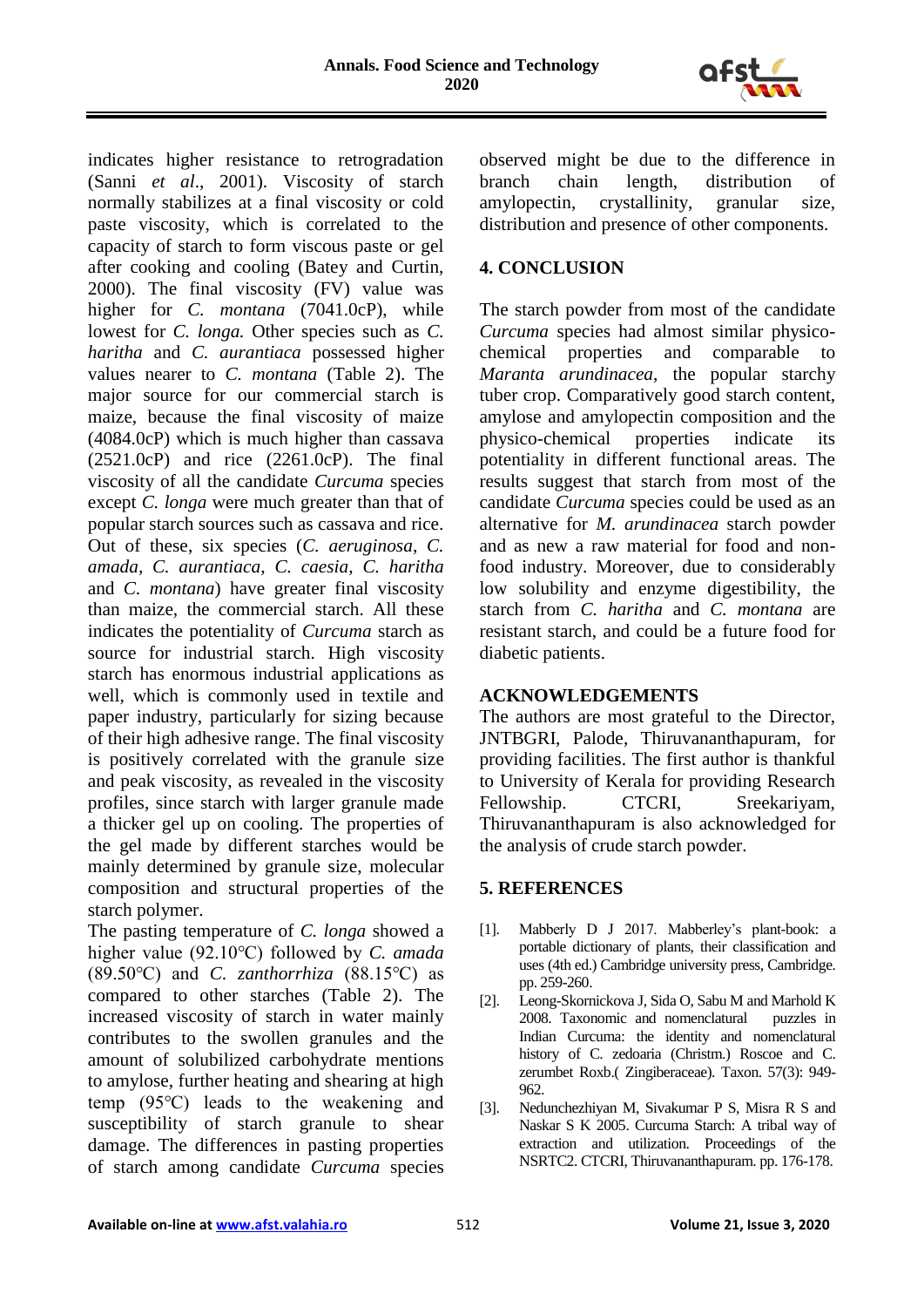indicates higher resistance to retrogradation (Sanni *et al*., 2001). Viscosity of starch normally stabilizes at a final viscosity or cold paste viscosity, which is correlated to the capacity of starch to form viscous paste or gel after cooking and cooling (Batey and Curtin, 2000). The final viscosity (FV) value was higher for *C. montana* (7041.0cP), while lowest for *C. longa.* Other species such as *C. haritha* and *C. aurantiaca* possessed higher values nearer to *C. montana* (Table 2). The major source for our commercial starch is maize, because the final viscosity of maize (4084.0cP) which is much higher than cassava (2521.0cP) and rice (2261.0cP). The final viscosity of all the candidate *Curcuma* species except *C. longa* were much greater than that of popular starch sources such as cassava and rice. Out of these, six species (*C. aeruginosa*, *C. amada*, *C. aurantiaca*, *C. caesia*, *C. haritha* and *C. montana*) have greater final viscosity than maize, the commercial starch. All these indicates the potentiality of *Curcuma* starch as source for industrial starch. High viscosity starch has enormous industrial applications as well, which is commonly used in textile and paper industry, particularly for sizing because of their high adhesive range. The final viscosity is positively correlated with the granule size and peak viscosity, as revealed in the viscosity profiles, since starch with larger granule made a thicker gel up on cooling. The properties of the gel made by different starches would be mainly determined by granule size, molecular composition and structural properties of the starch polymer.

The pasting temperature of *C. longa* showed a higher value (92.10°C) followed by *C. amada* (89.50°C) and *C. zanthorrhiza* (88.15°C) as compared to other starches (Table 2). The increased viscosity of starch in water mainly contributes to the swollen granules and the amount of solubilized carbohydrate mentions to amylose, further heating and shearing at high temp (95°C) leads to the weakening and susceptibility of starch granule to shear damage. The differences in pasting properties of starch among candidate *Curcuma* species observed might be due to the difference in branch chain length, distribution of amylopectin, crystallinity, granular size, distribution and presence of other components.

## 4. CONCLUSION

The starch powder from most of the candidate *Curcuma* species had almost similar physico-chemical properties and comparable to *Maranta arundinacea*, the popular starchy tuber crop. Comparatively good starch content, amylose and amylopectin composition and the physico-chemical properties indicate its potentiality in different functional areas. The results suggest that starch from most of the candidate *Curcuma* species could be used as an alternative for *M. arundinacea* starch powder and as new a raw material for food and non-food industry. Moreover, due to considerably low solubility and enzyme digestibility, the starch from *C. haritha* and *C. montana* are resistant starch, and could be a future food for diabetic patients.

## ACKNOWLEDGEMENTS

The authors are most grateful to the Director, JNTBGRI, Palode, Thiruvananthapuram, for providing facilities. The first author is thankful to University of Kerala for providing Research Fellowship. CTCRI, Sreekariyam, Thiruvananthapuram is also acknowledged for the analysis of crude starch powder.

## 5. REFERENCES

[1]. Mabberly D J 2017. Mabberley's plant-book: a portable dictionary of plants, their classification and uses (4th ed.) Cambridge university press, Cambridge. pp. 259-260.

[2]. Leong-Skornickova J, Sida O, Sabu M and Marhold K 2008. Taxonomic and nomenclatural puzzles in Indian Curcuma: the identity and nomenclatural history of C. zedoaria (Christm.) Roscoe and C. zerumbet Roxb.( Zingiberaceae). Taxon. 57(3): 949-962.

[3]. Nedunchezhiyan M, Sivakumar P S, Misra R S and Naskar S K 2005. Curcuma Starch: A tribal way of extraction and utilization. Proceedings of the NSRTC2. CTCRI, Thiruvananthapuram. pp. 176-178.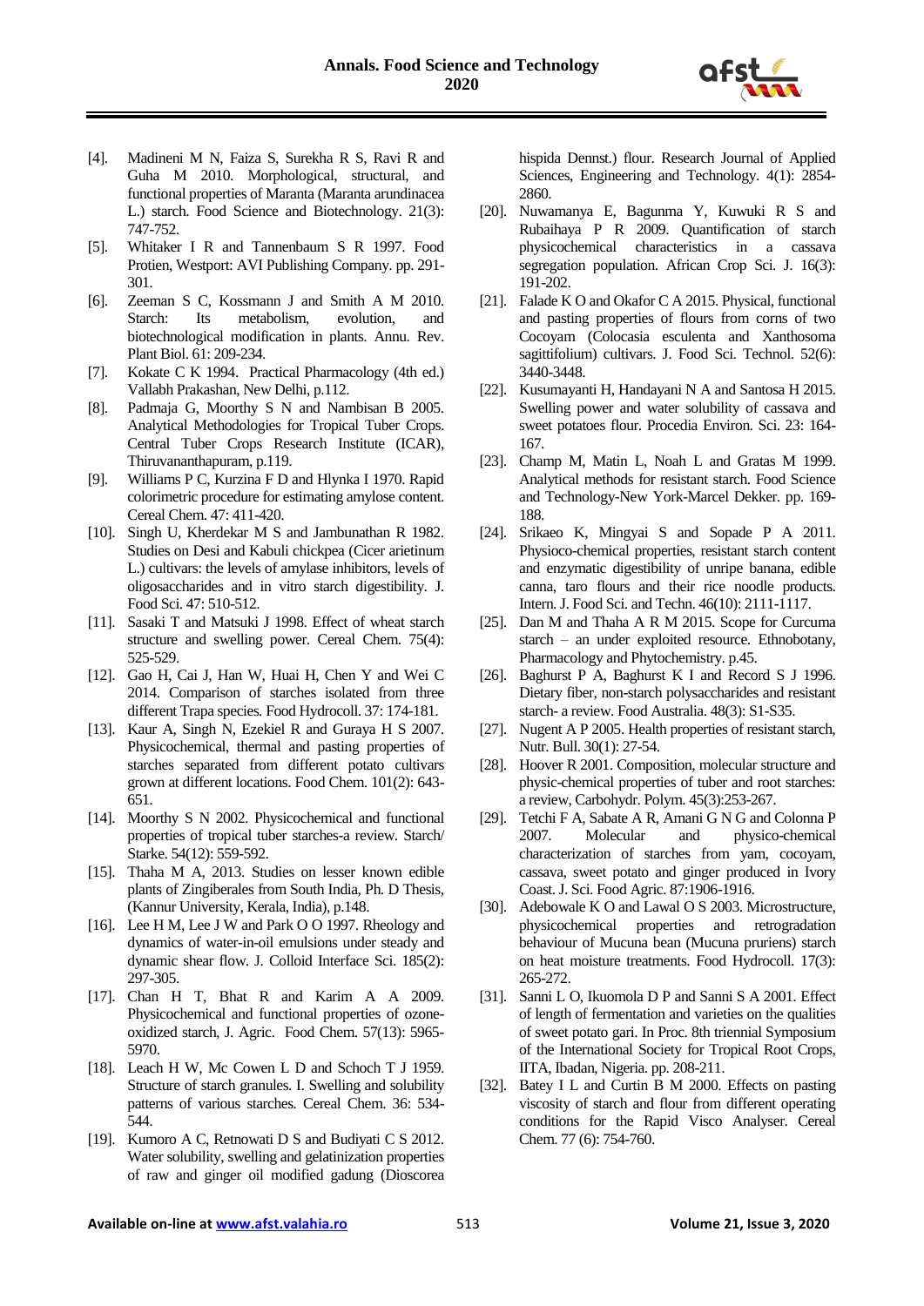[4]. Madineni M N, Faiza S, Surekha R S, Ravi R and Guha M 2010. Morphological, structural, and functional properties of Maranta (Maranta arundinacea L.) starch. Food Science and Biotechnology. 21(3): 747-752.

[5]. Whitaker I R and Tannenbaum S R 1997. Food Protien, Westport: AVI Publishing Company. pp. 291-301.

[6]. Zeeman S C, Kossmann J and Smith A M 2010. Starch: Its metabolism, evolution, and biotechnological modification in plants. Annu. Rev. Plant Biol. 61: 209-234.

[7]. Kokate C K 1994. Practical Pharmacology (4th ed.) Vallabh Prakashan, New Delhi, p.112.

[8]. Padmaja G, Moorthy S N and Nambisan B 2005. Analytical Methodologies for Tropical Tuber Crops. Central Tuber Crops Research Institute (ICAR), Thiruvananthapuram, p.119.

[9]. Williams P C, Kurzina F D and Hlynka I 1970. Rapid colorimetric procedure for estimating amylose content. Cereal Chem. 47: 411-420.

[10]. Singh U, Kherdekar M S and Jambunathan R 1982. Studies on Desi and Kabuli chickpea (Cicer arietinum L.) cultivars: the levels of amylase inhibitors, levels of oligosaccharides and in vitro starch digestibility. J. Food Sci. 47: 510-512.

[11]. Sasaki T and Matsuki J 1998. Effect of wheat starch structure and swelling power. Cereal Chem. 75(4): 525-529.

[12]. Gao H, Cai J, Han W, Huai H, Chen Y and Wei C 2014. Comparison of starches isolated from three different Trapa species. Food Hydrocoll. 37: 174-181.

[13]. Kaur A, Singh N, Ezekiel R and Guraya H S 2007. Physicochemical, thermal and pasting properties of starches separated from different potato cultivars grown at different locations. Food Chem. 101(2): 643-651.

[14]. Moorthy S N 2002. Physicochemical and functional properties of tropical tuber starches-a review. Starch/ Starke. 54(12): 559-592.

[15]. Thaha M A, 2013. Studies on lesser known edible plants of Zingiberales from South India, Ph. D Thesis, (Kannur University, Kerala, India), p.148.

[16]. Lee H M, Lee J W and Park O O 1997. Rheology and dynamics of water-in-oil emulsions under steady and dynamic shear flow. J. Colloid Interface Sci. 185(2): 297-305.

[17]. Chan H T, Bhat R and Karim A A 2009. Physicochemical and functional properties of ozone-oxidized starch, J. Agric. Food Chem. 57(13): 5965-5970.

[18]. Leach H W, Mc Cowen L D and Schoch T J 1959. Structure of starch granules. I. Swelling and solubility patterns of various starches. Cereal Chem. 36: 534-544.

[19]. Kumoro A C, Retnowati D S and Budiyati C S 2012. Water solubility, swelling and gelatinization properties of raw and ginger oil modified gadung (Dioscorea hispida Dennst.) flour. Research Journal of Applied Sciences, Engineering and Technology. 4(1): 2854-2860.

[20]. Nuwamanya E, Bagunma Y, Kuwuki R S and Rubaihaya P R 2009. Quantification of starch physicochemical characteristics in a cassava segregation population. African Crop Sci. J. 16(3): 191-202.

[21]. Falade K O and Okafor C A 2015. Physical, functional and pasting properties of flours from corns of two Cocoyam (Colocasia esculenta and Xanthosoma sagittifolium) cultivars. J. Food Sci. Technol. 52(6): 3440-3448.

[22]. Kusumayanti H, Handayani N A and Santosa H 2015. Swelling power and water solubility of cassava and sweet potatoes flour. Procedia Environ. Sci. 23: 164-167.

[23]. Champ M, Matin L, Noah L and Gratas M 1999. Analytical methods for resistant starch. Food Science and Technology-New York-Marcel Dekker. pp. 169-188.

[24]. Srikaeo K, Mingyai S and Sopade P A 2011. Physioco-chemical properties, resistant starch content and enzymatic digestibility of unripe banana, edible canna, taro flours and their rice noodle products. Intern. J. Food Sci. and Techn. 46(10): 2111-1117.

[25]. Dan M and Thaha A R M 2015. Scope for Curcuma starch – an under exploited resource. Ethnobotany, Pharmacology and Phytochemistry. p.45.

[26]. Baghurst P A, Baghurst K I and Record S J 1996. Dietary fiber, non-starch polysaccharides and resistant starch- a review. Food Australia. 48(3): S1-S35.

[27]. Nugent A P 2005. Health properties of resistant starch, Nutr. Bull. 30(1): 27-54.

[28]. Hoover R 2001. Composition, molecular structure and physic-chemical properties of tuber and root starches: a review, Carbohydr. Polym. 45(3):253-267.

[29]. Tetchi F A, Sabate A R, Amani G N G and Colonna P 2007. Molecular and physico-chemical characterization of starches from yam, cocoyam, cassava, sweet potato and ginger produced in Ivory Coast. J. Sci. Food Agric. 87:1906-1916.

[30]. Adebowale K O and Lawal O S 2003. Microstructure, physicochemical properties and retrogradation behaviour of Mucuna bean (Mucuna pruriens) starch on heat moisture treatments. Food Hydrocoll. 17(3): 265-272.

[31]. Sanni L O, Ikuomola D P and Sanni S A 2001. Effect of length of fermentation and varieties on the qualities of sweet potato gari. In Proc. 8th triennial Symposium of the International Society for Tropical Root Crops, IITA, Ibadan, Nigeria. pp. 208-211.

[32]. Batey I L and Curtin B M 2000. Effects on pasting viscosity of starch and flour from different operating conditions for the Rapid Visco Analyser. Cereal Chem. 77 (6): 754-760.